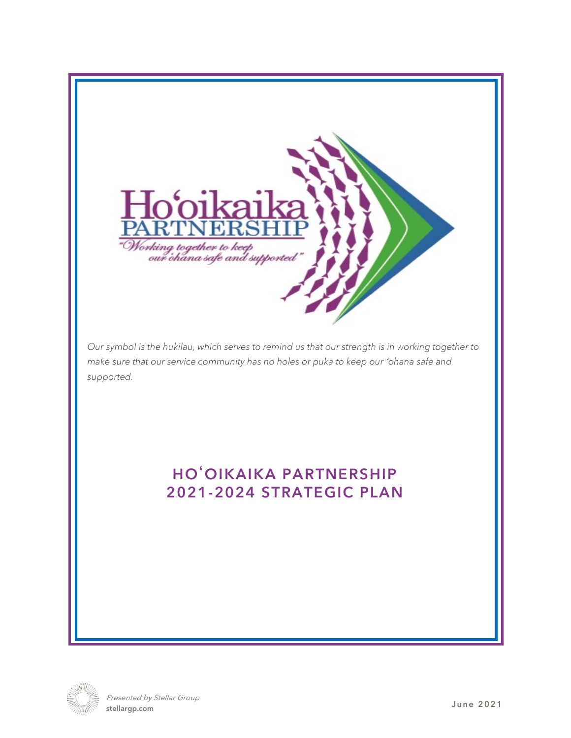Hoʻoikaika PARTNERSHIP

*"Working together to keep our ʻohana safe and supported"*

*Our symbol is the hukilau, which serves to remind us that our strength is in working together to make sure that our service community has no holes or puka to keep our ʻohana safe and supported.*

# HOʻOIKAIKA PARTNERSHIP 2021-2024 STRATEGIC PLAN

*Presented by Stellar Group*

**stellargp.com**

June 2021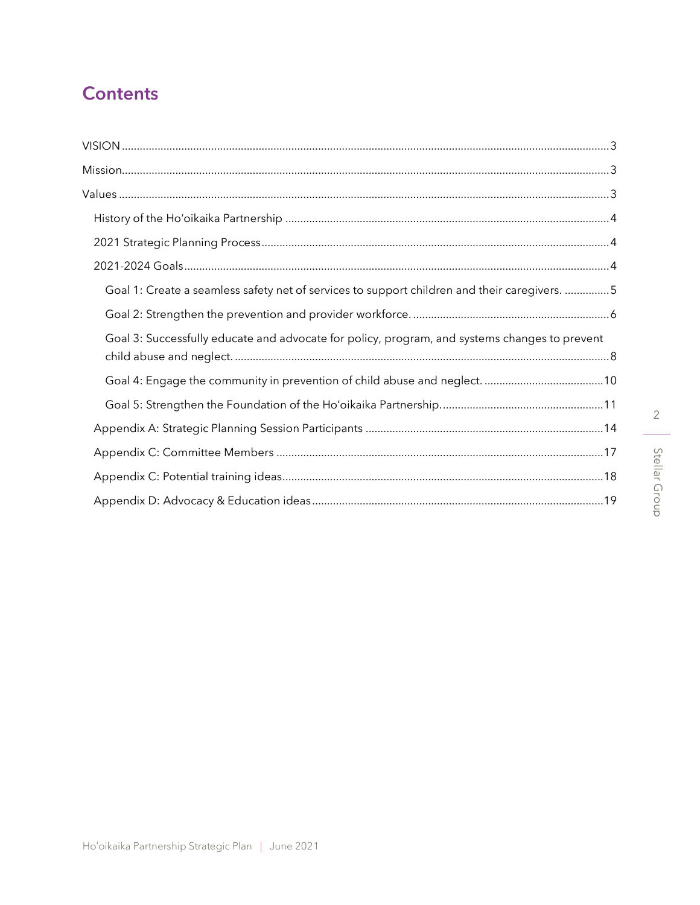# Contents

- VISION ....................................................................................................................................3
- Mission....................................................................................................................................3
- Values ....................................................................................................................................3
  - History of the Hoʻoikaika Partnership ....................................................................................4
  - 2021 Strategic Planning Process..........................................................................................4
  - 2021-2024 Goals....................................................................................................................4
    - Goal 1: Create a seamless safety net of services to support children and their caregivers. ...............5
    - Goal 2: Strengthen the prevention and provider workforce. ..........................................................6
    - Goal 3: Successfully educate and advocate for policy, program, and systems changes to prevent child abuse and neglect. .......................................................................................................8
    - Goal 4: Engage the community in prevention of child abuse and neglect. ........................................10
    - Goal 5: Strengthen the Foundation of the Hoʻoikaika Partnership. ..................................................11
  - Appendix A: Strategic Planning Session Participants ...............................................................14
  - Appendix C: Committee Members ..........................................................................................17
  - Appendix C: Potential training ideas.......................................................................................18
  - Appendix D: Advocacy & Education ideas................................................................................19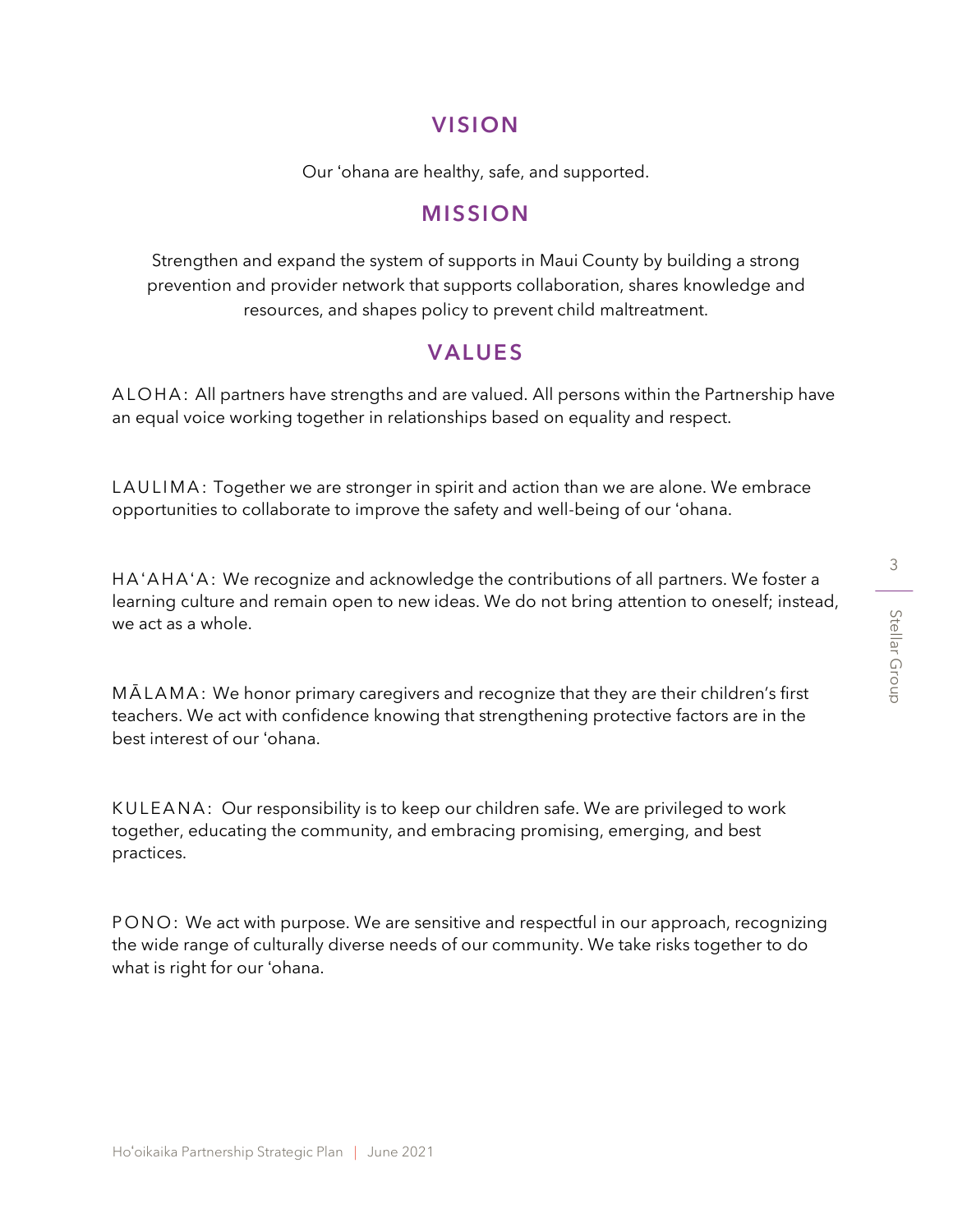## VISION

Our ʻohana are healthy, safe, and supported.

## MISSION

Strengthen and expand the system of supports in Maui County by building a strong prevention and provider network that supports collaboration, shares knowledge and resources, and shapes policy to prevent child maltreatment.

## VALUES

ALOHA: All partners have strengths and are valued. All persons within the Partnership have an equal voice working together in relationships based on equality and respect.

LAULIMA: Together we are stronger in spirit and action than we are alone. We embrace opportunities to collaborate to improve the safety and well-being of our ʻohana.

HAʻAHAʻA: We recognize and acknowledge the contributions of all partners. We foster a learning culture and remain open to new ideas. We do not bring attention to oneself; instead, we act as a whole.

MĀLAMA: We honor primary caregivers and recognize that they are their children's first teachers. We act with confidence knowing that strengthening protective factors are in the best interest of our ʻohana.

KULEANA: Our responsibility is to keep our children safe. We are privileged to work together, educating the community, and embracing promising, emerging, and best practices.

PONO: We act with purpose. We are sensitive and respectful in our approach, recognizing the wide range of culturally diverse needs of our community. We take risks together to do what is right for our ʻohana.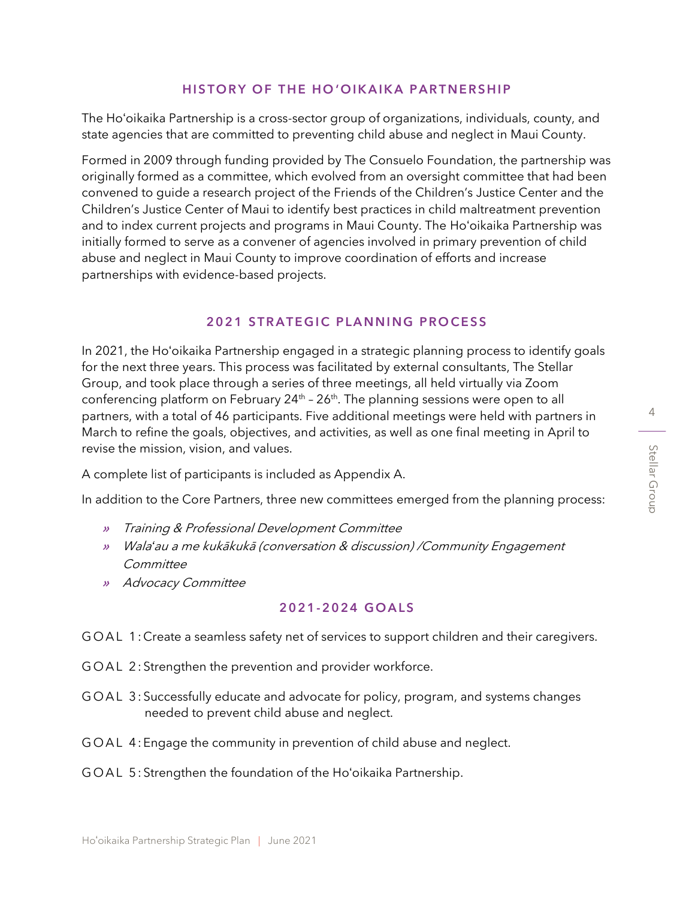## HISTORY OF THE HOʻOIKAIKA PARTNERSHIP

The Hoʻoikaika Partnership is a cross-sector group of organizations, individuals, county, and state agencies that are committed to preventing child abuse and neglect in Maui County.

Formed in 2009 through funding provided by The Consuelo Foundation, the partnership was originally formed as a committee, which evolved from an oversight committee that had been convened to guide a research project of the Friends of the Children's Justice Center and the Children's Justice Center of Maui to identify best practices in child maltreatment prevention and to index current projects and programs in Maui County. The Hoʻoikaika Partnership was initially formed to serve as a convener of agencies involved in primary prevention of child abuse and neglect in Maui County to improve coordination of efforts and increase partnerships with evidence-based projects.

## 2021 STRATEGIC PLANNING PROCESS

In 2021, the Hoʻoikaika Partnership engaged in a strategic planning process to identify goals for the next three years. This process was facilitated by external consultants, The Stellar Group, and took place through a series of three meetings, all held virtually via Zoom conferencing platform on February 24th – 26th. The planning sessions were open to all partners, with a total of 46 participants. Five additional meetings were held with partners in March to refine the goals, objectives, and activities, as well as one final meeting in April to revise the mission, vision, and values.

A complete list of participants is included as Appendix A.

In addition to the Core Partners, three new committees emerged from the planning process:

- *Training & Professional Development Committee*
- *Walaʻau a me kukākukā (conversation & discussion) /Community Engagement Committee*
- *Advocacy Committee*

## 2021-2024 GOALS

GOAL 1: Create a seamless safety net of services to support children and their caregivers.

GOAL 2: Strengthen the prevention and provider workforce.

GOAL 3: Successfully educate and advocate for policy, program, and systems changes needed to prevent child abuse and neglect.

GOAL 4: Engage the community in prevention of child abuse and neglect.

GOAL 5: Strengthen the foundation of the Hoʻoikaika Partnership.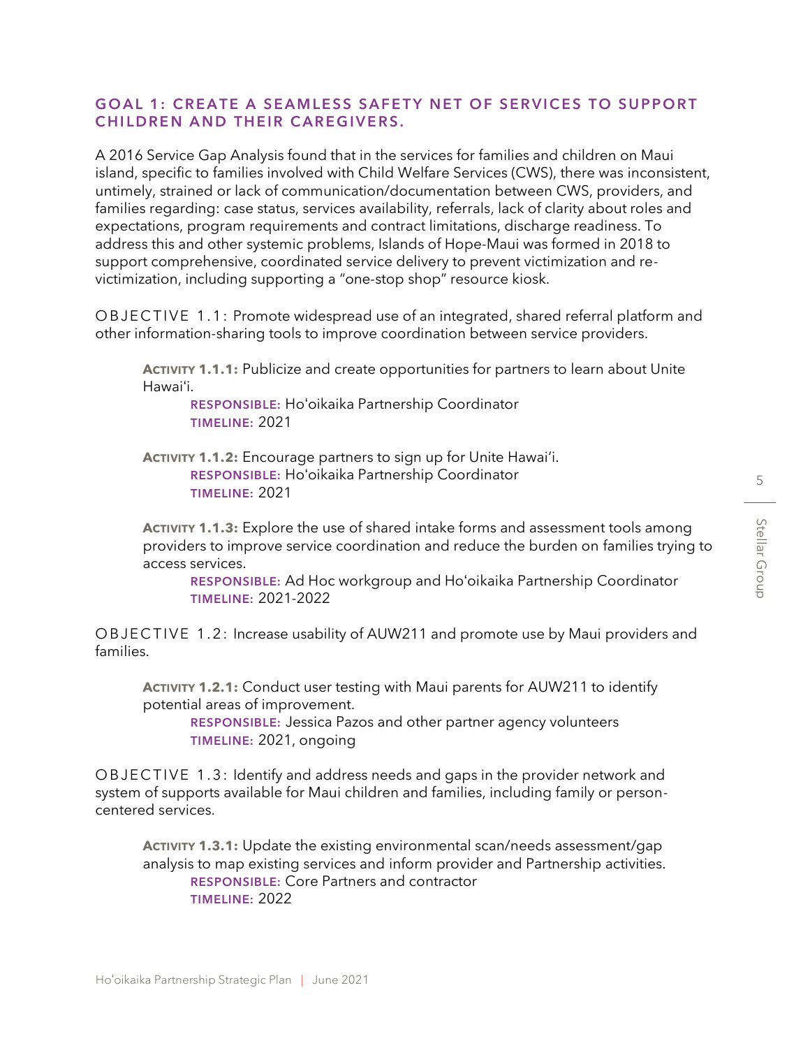## GOAL 1: CREATE A SEAMLESS SAFETY NET OF SERVICES TO SUPPORT CHILDREN AND THEIR CAREGIVERS.

A 2016 Service Gap Analysis found that in the services for families and children on Maui island, specific to families involved with Child Welfare Services (CWS), there was inconsistent, untimely, strained or lack of communication/documentation between CWS, providers, and families regarding: case status, services availability, referrals, lack of clarity about roles and expectations, program requirements and contract limitations, discharge readiness. To address this and other systemic problems, Islands of Hope-Maui was formed in 2018 to support comprehensive, coordinated service delivery to prevent victimization and re-victimization, including supporting a "one-stop shop" resource kiosk.

### OBJECTIVE 1.1: Promote widespread use of an integrated, shared referral platform and other information-sharing tools to improve coordination between service providers.

**ACTIVITY 1.1.1:** Publicize and create opportunities for partners to learn about Unite Hawaiʻi.
RESPONSIBLE: Hoʻoikaika Partnership Coordinator
TIMELINE: 2021

**ACTIVITY 1.1.2:** Encourage partners to sign up for Unite Hawaiʻi.
RESPONSIBLE: Hoʻoikaika Partnership Coordinator
TIMELINE: 2021

**ACTIVITY 1.1.3:** Explore the use of shared intake forms and assessment tools among providers to improve service coordination and reduce the burden on families trying to access services.
RESPONSIBLE: Ad Hoc workgroup and Hoʻoikaika Partnership Coordinator
TIMELINE: 2021-2022

### OBJECTIVE 1.2: Increase usability of AUW211 and promote use by Maui providers and families.

**ACTIVITY 1.2.1:** Conduct user testing with Maui parents for AUW211 to identify potential areas of improvement.
RESPONSIBLE: Jessica Pazos and other partner agency volunteers
TIMELINE: 2021, ongoing

### OBJECTIVE 1.3: Identify and address needs and gaps in the provider network and system of supports available for Maui children and families, including family or person-centered services.

**ACTIVITY 1.3.1:** Update the existing environmental scan/needs assessment/gap analysis to map existing services and inform provider and Partnership activities.
RESPONSIBLE: Core Partners and contractor
TIMELINE: 2022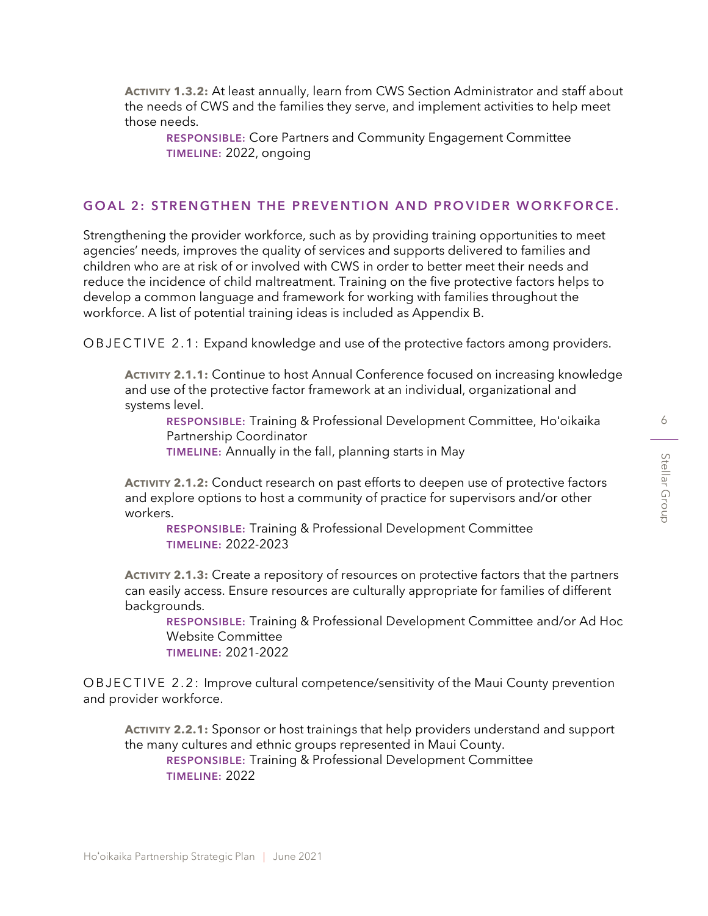**Activity 1.3.2:** At least annually, learn from CWS Section Administrator and staff about the needs of CWS and the families they serve, and implement activities to help meet those needs.

**RESPONSIBLE:** Core Partners and Community Engagement Committee
**TIMELINE:** 2022, ongoing

## GOAL 2: STRENGTHEN THE PREVENTION AND PROVIDER WORKFORCE.

Strengthening the provider workforce, such as by providing training opportunities to meet agencies' needs, improves the quality of services and supports delivered to families and children who are at risk of or involved with CWS in order to better meet their needs and reduce the incidence of child maltreatment. Training on the five protective factors helps to develop a common language and framework for working with families throughout the workforce. A list of potential training ideas is included as Appendix B.

### OBJECTIVE 2.1: Expand knowledge and use of the protective factors among providers.

**Activity 2.1.1:** Continue to host Annual Conference focused on increasing knowledge and use of the protective factor framework at an individual, organizational and systems level.

**RESPONSIBLE:** Training & Professional Development Committee, Hoʻoikaika Partnership Coordinator
**TIMELINE:** Annually in the fall, planning starts in May

**Activity 2.1.2:** Conduct research on past efforts to deepen use of protective factors and explore options to host a community of practice for supervisors and/or other workers.

**RESPONSIBLE:** Training & Professional Development Committee
**TIMELINE:** 2022-2023

**Activity 2.1.3:** Create a repository of resources on protective factors that the partners can easily access. Ensure resources are culturally appropriate for families of different backgrounds.

**RESPONSIBLE:** Training & Professional Development Committee and/or Ad Hoc Website Committee
**TIMELINE:** 2021-2022

### OBJECTIVE 2.2: Improve cultural competence/sensitivity of the Maui County prevention and provider workforce.

**Activity 2.2.1:** Sponsor or host trainings that help providers understand and support the many cultures and ethnic groups represented in Maui County.

**RESPONSIBLE:** Training & Professional Development Committee
**TIMELINE:** 2022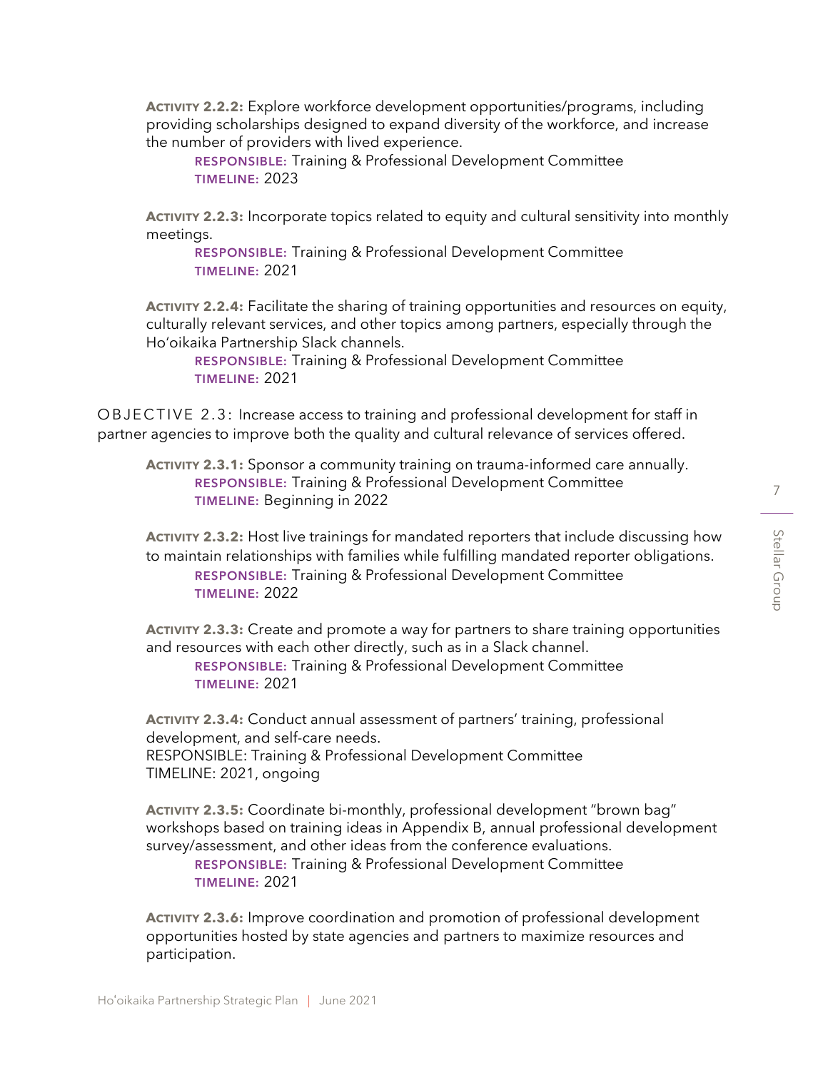**Activity 2.2.2:** Explore workforce development opportunities/programs, including providing scholarships designed to expand diversity of the workforce, and increase the number of providers with lived experience.

> **RESPONSIBLE:** Training & Professional Development Committee
> **TIMELINE:** 2023

**Activity 2.2.3:** Incorporate topics related to equity and cultural sensitivity into monthly meetings.

> **RESPONSIBLE:** Training & Professional Development Committee
> **TIMELINE:** 2021

**Activity 2.2.4:** Facilitate the sharing of training opportunities and resources on equity, culturally relevant services, and other topics among partners, especially through the Hoʻoikaika Partnership Slack channels.

> **RESPONSIBLE:** Training & Professional Development Committee
> **TIMELINE:** 2021

OBJECTIVE 2.3: Increase access to training and professional development for staff in partner agencies to improve both the quality and cultural relevance of services offered.

**Activity 2.3.1:** Sponsor a community training on trauma-informed care annually.

> **RESPONSIBLE:** Training & Professional Development Committee
> **TIMELINE:** Beginning in 2022

**Activity 2.3.2:** Host live trainings for mandated reporters that include discussing how to maintain relationships with families while fulfilling mandated reporter obligations.

> **RESPONSIBLE:** Training & Professional Development Committee
> **TIMELINE:** 2022

**Activity 2.3.3:** Create and promote a way for partners to share training opportunities and resources with each other directly, such as in a Slack channel.

> **RESPONSIBLE:** Training & Professional Development Committee
> **TIMELINE:** 2021

**Activity 2.3.4:** Conduct annual assessment of partners' training, professional development, and self-care needs.
RESPONSIBLE: Training & Professional Development Committee
TIMELINE: 2021, ongoing

**Activity 2.3.5:** Coordinate bi-monthly, professional development "brown bag" workshops based on training ideas in Appendix B, annual professional development survey/assessment, and other ideas from the conference evaluations.

> **RESPONSIBLE:** Training & Professional Development Committee
> **TIMELINE:** 2021

**Activity 2.3.6:** Improve coordination and promotion of professional development opportunities hosted by state agencies and partners to maximize resources and participation.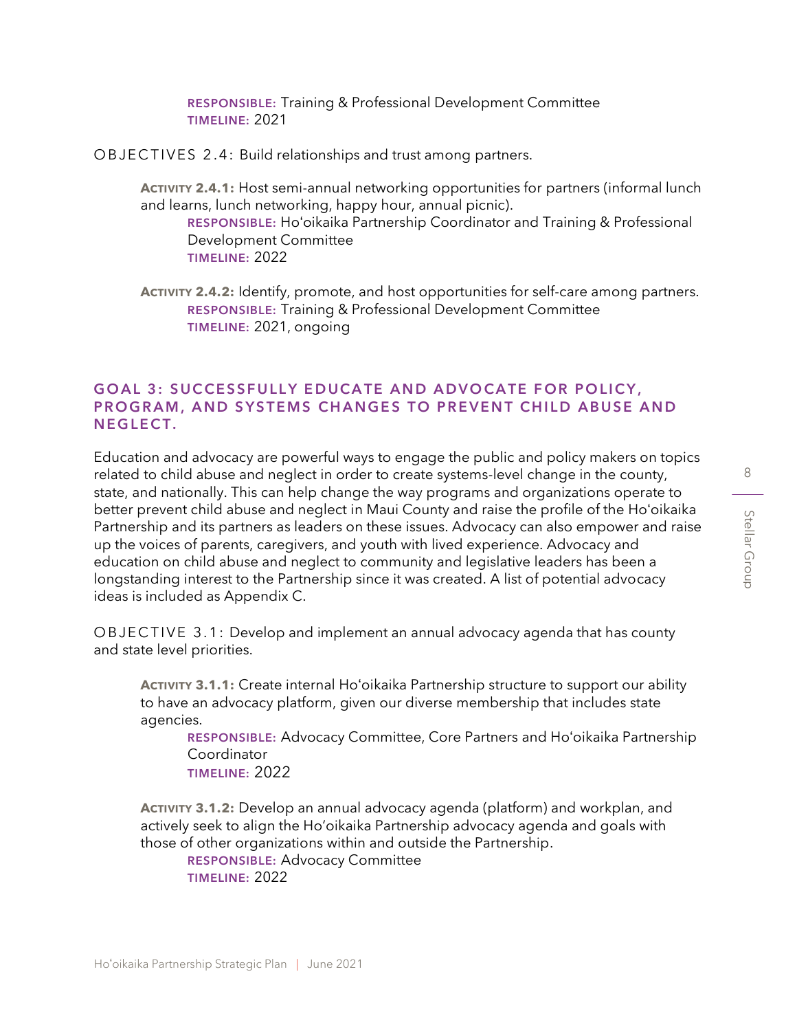**RESPONSIBLE:** Training & Professional Development Committee
**TIMELINE:** 2021

OBJECTIVES 2.4: Build relationships and trust among partners.

**ACTIVITY 2.4.1:** Host semi-annual networking opportunities for partners (informal lunch and learns, lunch networking, happy hour, annual picnic).
**RESPONSIBLE:** Hoʻoikaika Partnership Coordinator and Training & Professional Development Committee
**TIMELINE:** 2022

**ACTIVITY 2.4.2:** Identify, promote, and host opportunities for self-care among partners.
**RESPONSIBLE:** Training & Professional Development Committee
**TIMELINE:** 2021, ongoing

## GOAL 3: SUCCESSFULLY EDUCATE AND ADVOCATE FOR POLICY, PROGRAM, AND SYSTEMS CHANGES TO PREVENT CHILD ABUSE AND NEGLECT.

Education and advocacy are powerful ways to engage the public and policy makers on topics related to child abuse and neglect in order to create systems-level change in the county, state, and nationally. This can help change the way programs and organizations operate to better prevent child abuse and neglect in Maui County and raise the profile of the Hoʻoikaika Partnership and its partners as leaders on these issues. Advocacy can also empower and raise up the voices of parents, caregivers, and youth with lived experience. Advocacy and education on child abuse and neglect to community and legislative leaders has been a longstanding interest to the Partnership since it was created. A list of potential advocacy ideas is included as Appendix C.

OBJECTIVE 3.1: Develop and implement an annual advocacy agenda that has county and state level priorities.

**ACTIVITY 3.1.1:** Create internal Hoʻoikaika Partnership structure to support our ability to have an advocacy platform, given our diverse membership that includes state agencies.
**RESPONSIBLE:** Advocacy Committee, Core Partners and Hoʻoikaika Partnership Coordinator
**TIMELINE:** 2022

**ACTIVITY 3.1.2:** Develop an annual advocacy agenda (platform) and workplan, and actively seek to align the Hoʻoikaika Partnership advocacy agenda and goals with those of other organizations within and outside the Partnership.
**RESPONSIBLE:** Advocacy Committee
**TIMELINE:** 2022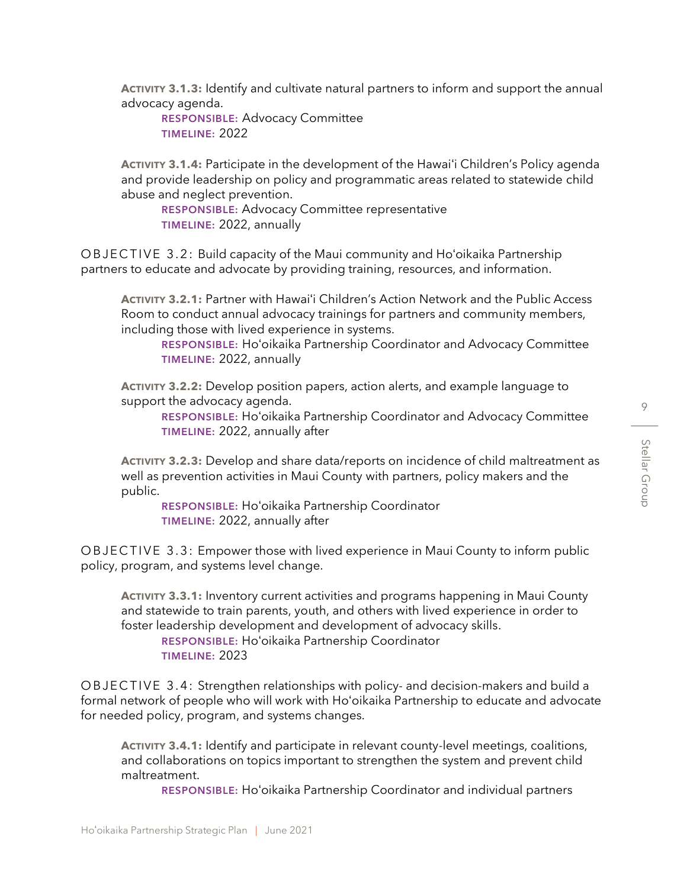**ACTIVITY 3.1.3:** Identify and cultivate natural partners to inform and support the annual advocacy agenda.

**RESPONSIBLE:** Advocacy Committee
**TIMELINE:** 2022

**ACTIVITY 3.1.4:** Participate in the development of the Hawaiʻi Children's Policy agenda and provide leadership on policy and programmatic areas related to statewide child abuse and neglect prevention.

**RESPONSIBLE:** Advocacy Committee representative
**TIMELINE:** 2022, annually

OBJECTIVE 3.2: Build capacity of the Maui community and Hoʻoikaika Partnership partners to educate and advocate by providing training, resources, and information.

**ACTIVITY 3.2.1:** Partner with Hawaiʻi Children's Action Network and the Public Access Room to conduct annual advocacy trainings for partners and community members, including those with lived experience in systems.

**RESPONSIBLE:** Hoʻoikaika Partnership Coordinator and Advocacy Committee
**TIMELINE:** 2022, annually

**ACTIVITY 3.2.2:** Develop position papers, action alerts, and example language to support the advocacy agenda.

**RESPONSIBLE:** Hoʻoikaika Partnership Coordinator and Advocacy Committee
**TIMELINE:** 2022, annually after

**ACTIVITY 3.2.3:** Develop and share data/reports on incidence of child maltreatment as well as prevention activities in Maui County with partners, policy makers and the public.

**RESPONSIBLE:** Hoʻoikaika Partnership Coordinator
**TIMELINE:** 2022, annually after

OBJECTIVE 3.3: Empower those with lived experience in Maui County to inform public policy, program, and systems level change.

**ACTIVITY 3.3.1:** Inventory current activities and programs happening in Maui County and statewide to train parents, youth, and others with lived experience in order to foster leadership development and development of advocacy skills.

**RESPONSIBLE:** Hoʻoikaika Partnership Coordinator
**TIMELINE:** 2023

OBJECTIVE 3.4: Strengthen relationships with policy- and decision-makers and build a formal network of people who will work with Hoʻoikaika Partnership to educate and advocate for needed policy, program, and systems changes.

**ACTIVITY 3.4.1:** Identify and participate in relevant county-level meetings, coalitions, and collaborations on topics important to strengthen the system and prevent child maltreatment.

**RESPONSIBLE:** Hoʻoikaika Partnership Coordinator and individual partners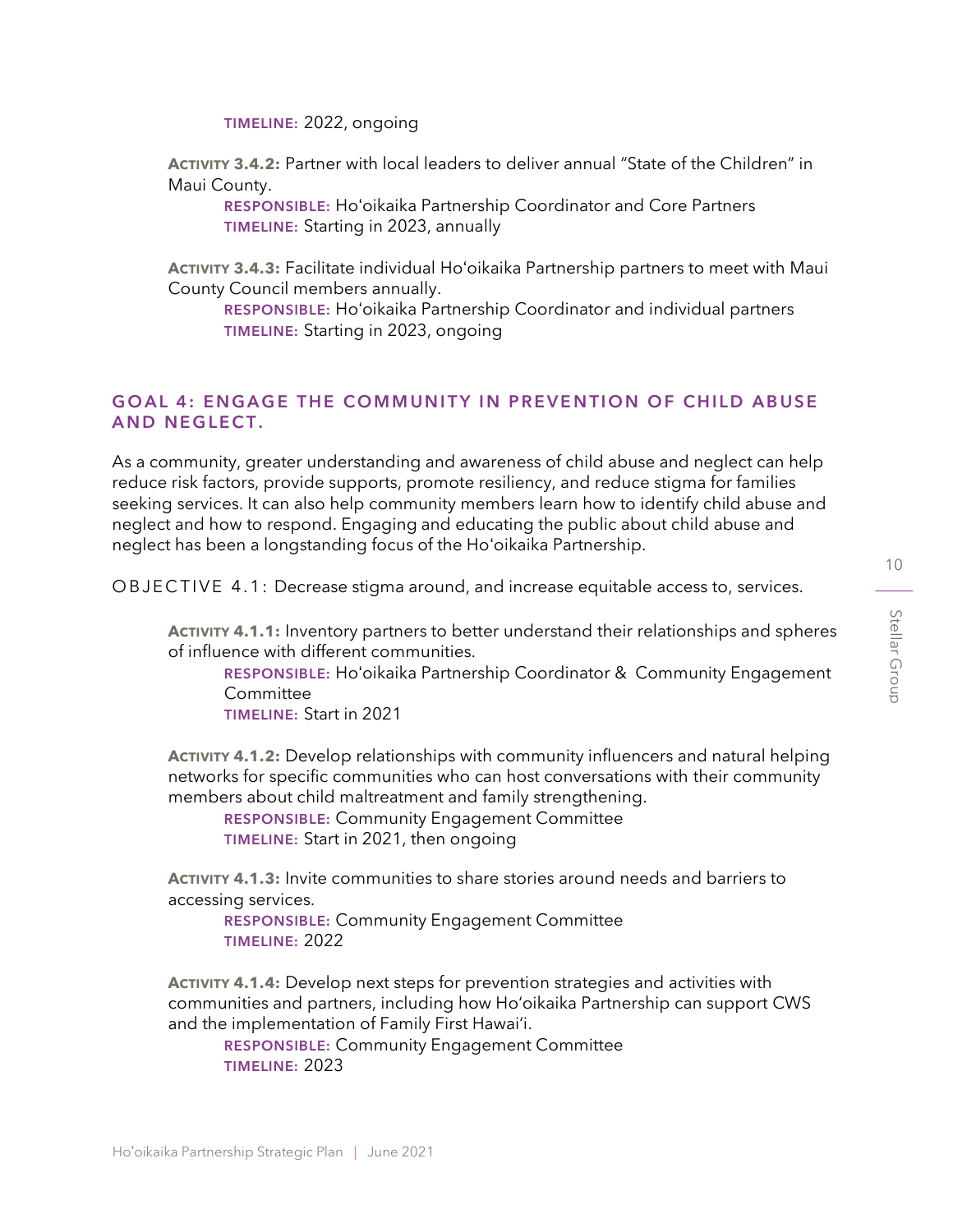**TIMELINE:** 2022, ongoing

**ACTIVITY 3.4.2:** Partner with local leaders to deliver annual "State of the Children" in Maui County.

**RESPONSIBLE:** Hoʻoikaika Partnership Coordinator and Core Partners
**TIMELINE:** Starting in 2023, annually

**ACTIVITY 3.4.3:** Facilitate individual Hoʻoikaika Partnership partners to meet with Maui County Council members annually.

**RESPONSIBLE:** Hoʻoikaika Partnership Coordinator and individual partners
**TIMELINE:** Starting in 2023, ongoing

## GOAL 4: ENGAGE THE COMMUNITY IN PREVENTION OF CHILD ABUSE AND NEGLECT.

As a community, greater understanding and awareness of child abuse and neglect can help reduce risk factors, provide supports, promote resiliency, and reduce stigma for families seeking services. It can also help community members learn how to identify child abuse and neglect and how to respond. Engaging and educating the public about child abuse and neglect has been a longstanding focus of the Hoʻoikaika Partnership.

### OBJECTIVE 4.1: Decrease stigma around, and increase equitable access to, services.

**ACTIVITY 4.1.1:** Inventory partners to better understand their relationships and spheres of influence with different communities.

**RESPONSIBLE:** Hoʻoikaika Partnership Coordinator & Community Engagement Committee
**TIMELINE:** Start in 2021

**ACTIVITY 4.1.2:** Develop relationships with community influencers and natural helping networks for specific communities who can host conversations with their community members about child maltreatment and family strengthening.

**RESPONSIBLE:** Community Engagement Committee
**TIMELINE:** Start in 2021, then ongoing

**ACTIVITY 4.1.3:** Invite communities to share stories around needs and barriers to accessing services.

**RESPONSIBLE:** Community Engagement Committee
**TIMELINE:** 2022

**ACTIVITY 4.1.4:** Develop next steps for prevention strategies and activities with communities and partners, including how Hoʻoikaika Partnership can support CWS and the implementation of Family First Hawaiʻi.

**RESPONSIBLE:** Community Engagement Committee
**TIMELINE:** 2023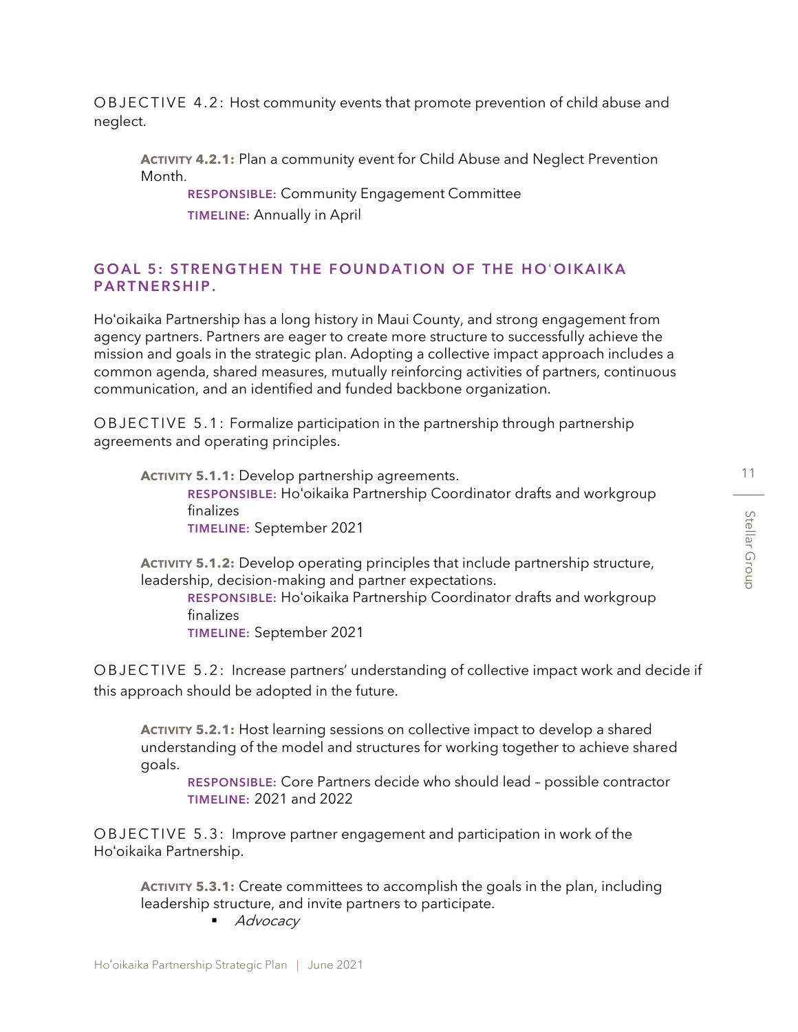OBJECTIVE 4.2: Host community events that promote prevention of child abuse and neglect.

> **ACTIVITY 4.2.1:** Plan a community event for Child Abuse and Neglect Prevention Month.
> **RESPONSIBLE:** Community Engagement Committee
> **TIMELINE:** Annually in April

## GOAL 5: STRENGTHEN THE FOUNDATION OF THE HOʻOIKAIKA PARTNERSHIP.

Hoʻoikaika Partnership has a long history in Maui County, and strong engagement from agency partners. Partners are eager to create more structure to successfully achieve the mission and goals in the strategic plan. Adopting a collective impact approach includes a common agenda, shared measures, mutually reinforcing activities of partners, continuous communication, and an identified and funded backbone organization.

OBJECTIVE 5.1: Formalize participation in the partnership through partnership agreements and operating principles.

> **ACTIVITY 5.1.1:** Develop partnership agreements.
> **RESPONSIBLE:** Hoʻoikaika Partnership Coordinator drafts and workgroup finalizes
> **TIMELINE:** September 2021

> **ACTIVITY 5.1.2:** Develop operating principles that include partnership structure, leadership, decision-making and partner expectations.
> **RESPONSIBLE:** Hoʻoikaika Partnership Coordinator drafts and workgroup finalizes
> **TIMELINE:** September 2021

OBJECTIVE 5.2: Increase partners' understanding of collective impact work and decide if this approach should be adopted in the future.

> **ACTIVITY 5.2.1:** Host learning sessions on collective impact to develop a shared understanding of the model and structures for working together to achieve shared goals.
> **RESPONSIBLE:** Core Partners decide who should lead – possible contractor
> **TIMELINE:** 2021 and 2022

OBJECTIVE 5.3: Improve partner engagement and participation in work of the Hoʻoikaika Partnership.

> **ACTIVITY 5.3.1:** Create committees to accomplish the goals in the plan, including leadership structure, and invite partners to participate.
>
> - *Advocacy*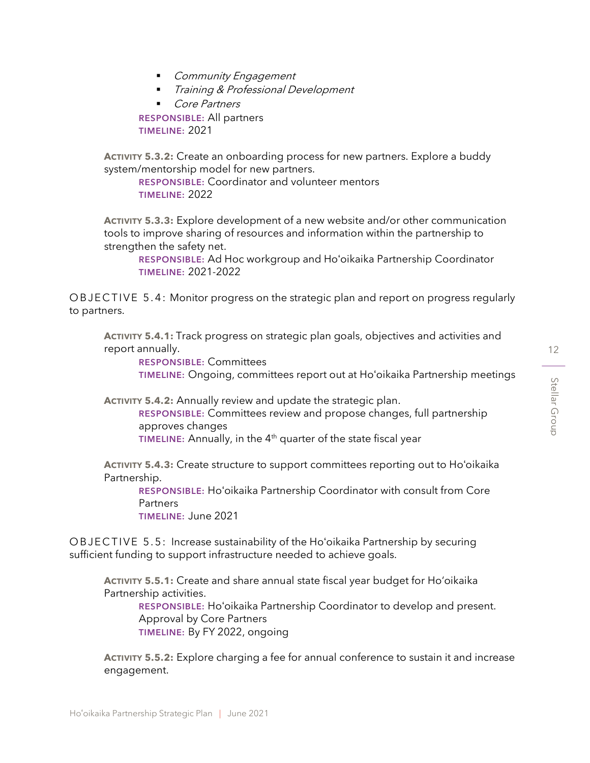- *Community Engagement*
- *Training & Professional Development*
- *Core Partners*

**RESPONSIBLE:** All partners
**TIMELINE:** 2021

**ACTIVITY 5.3.2:** Create an onboarding process for new partners. Explore a buddy system/mentorship model for new partners.

**RESPONSIBLE:** Coordinator and volunteer mentors
**TIMELINE:** 2022

**ACTIVITY 5.3.3:** Explore development of a new website and/or other communication tools to improve sharing of resources and information within the partnership to strengthen the safety net.

**RESPONSIBLE:** Ad Hoc workgroup and Hoʻoikaika Partnership Coordinator
**TIMELINE:** 2021-2022

OBJECTIVE 5.4: Monitor progress on the strategic plan and report on progress regularly to partners.

**ACTIVITY 5.4.1:** Track progress on strategic plan goals, objectives and activities and report annually.

**RESPONSIBLE:** Committees
**TIMELINE:** Ongoing, committees report out at Hoʻoikaika Partnership meetings

**ACTIVITY 5.4.2:** Annually review and update the strategic plan.

**RESPONSIBLE:** Committees review and propose changes, full partnership approves changes
**TIMELINE:** Annually, in the 4th quarter of the state fiscal year

**ACTIVITY 5.4.3:** Create structure to support committees reporting out to Hoʻoikaika Partnership.

**RESPONSIBLE:** Hoʻoikaika Partnership Coordinator with consult from Core Partners
**TIMELINE:** June 2021

OBJECTIVE 5.5: Increase sustainability of the Hoʻoikaika Partnership by securing sufficient funding to support infrastructure needed to achieve goals.

**ACTIVITY 5.5.1:** Create and share annual state fiscal year budget for Hoʻoikaika Partnership activities.

**RESPONSIBLE:** Hoʻoikaika Partnership Coordinator to develop and present. Approval by Core Partners
**TIMELINE:** By FY 2022, ongoing

**ACTIVITY 5.5.2:** Explore charging a fee for annual conference to sustain it and increase engagement.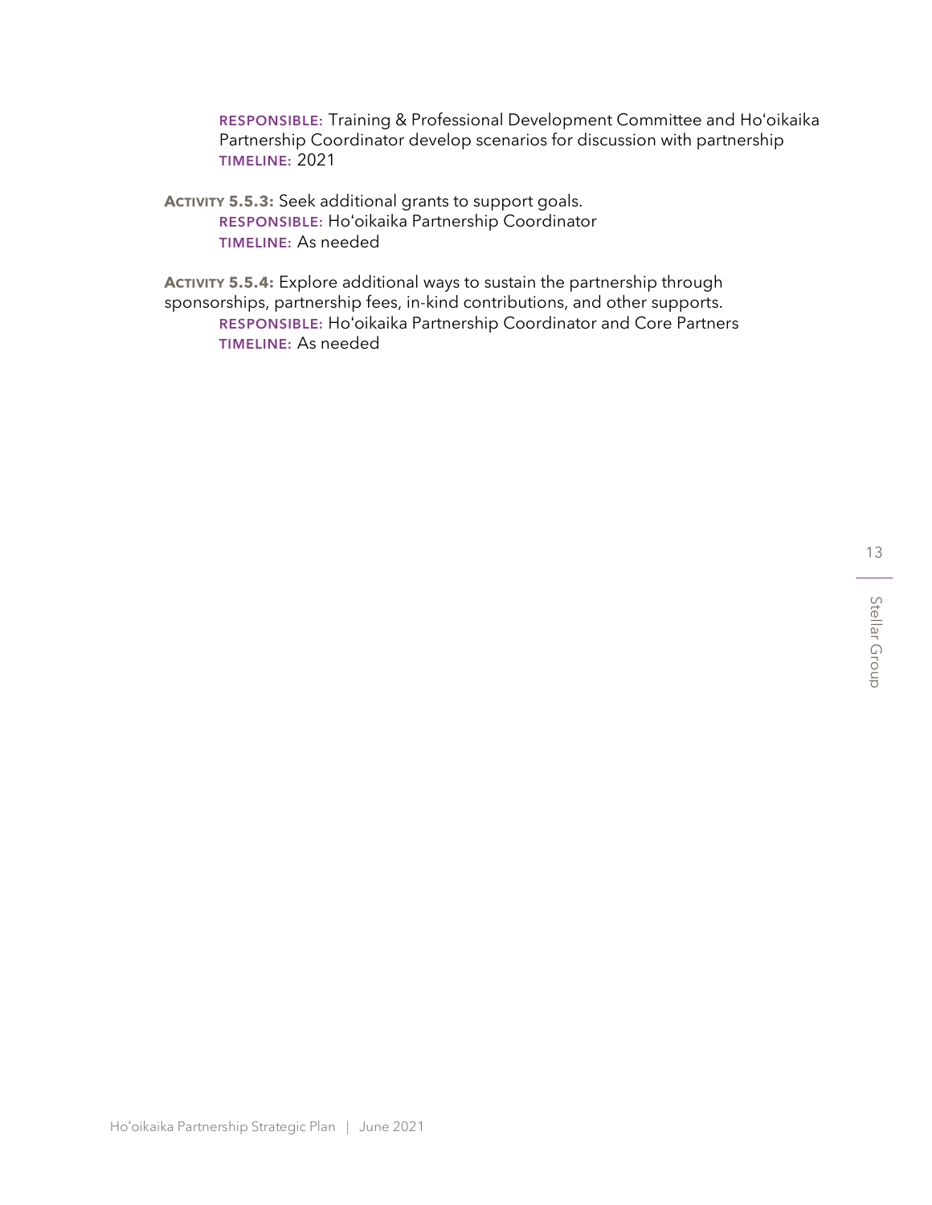**RESPONSIBLE:** Training & Professional Development Committee and Hoʻoikaika Partnership Coordinator develop scenarios for discussion with partnership
**TIMELINE:** 2021

**ACTIVITY 5.5.3:** Seek additional grants to support goals.
**RESPONSIBLE:** Hoʻoikaika Partnership Coordinator
**TIMELINE:** As needed

**ACTIVITY 5.5.4:** Explore additional ways to sustain the partnership through sponsorships, partnership fees, in-kind contributions, and other supports.
**RESPONSIBLE:** Hoʻoikaika Partnership Coordinator and Core Partners
**TIMELINE:** As needed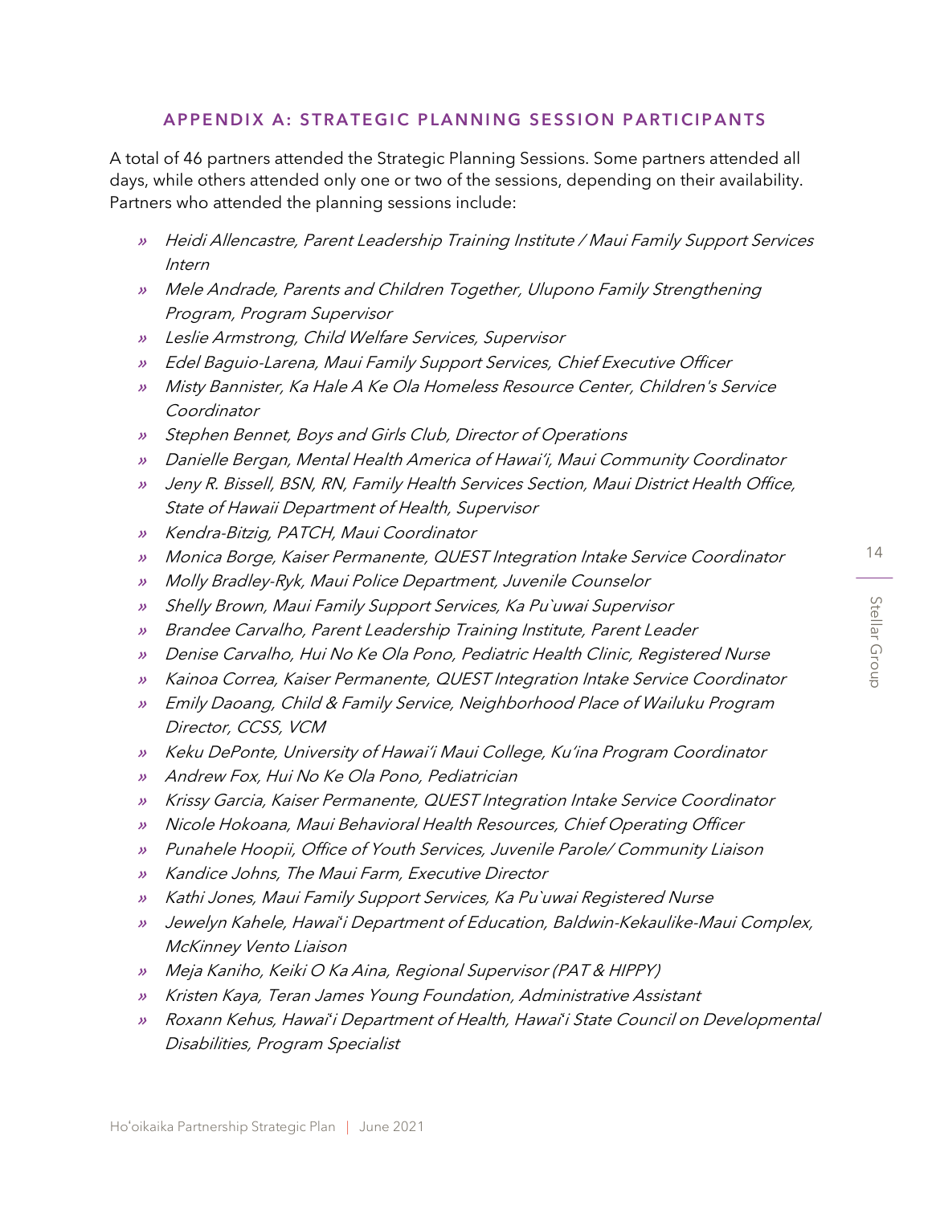## APPENDIX A: STRATEGIC PLANNING SESSION PARTICIPANTS

A total of 46 partners attended the Strategic Planning Sessions. Some partners attended all days, while others attended only one or two of the sessions, depending on their availability. Partners who attended the planning sessions include:

- *Heidi Allencastre, Parent Leadership Training Institute / Maui Family Support Services Intern*
- *Mele Andrade, Parents and Children Together, Ulupono Family Strengthening Program, Program Supervisor*
- *Leslie Armstrong, Child Welfare Services, Supervisor*
- *Edel Baguio-Larena, Maui Family Support Services, Chief Executive Officer*
- *Misty Bannister, Ka Hale A Ke Ola Homeless Resource Center, Children's Service Coordinator*
- *Stephen Bennet, Boys and Girls Club, Director of Operations*
- *Danielle Bergan, Mental Health America of Hawai'i, Maui Community Coordinator*
- *Jeny R. Bissell, BSN, RN, Family Health Services Section, Maui District Health Office, State of Hawaii Department of Health, Supervisor*
- *Kendra-Bitzig, PATCH, Maui Coordinator*
- *Monica Borge, Kaiser Permanente, QUEST Integration Intake Service Coordinator*
- *Molly Bradley-Ryk, Maui Police Department, Juvenile Counselor*
- *Shelly Brown, Maui Family Support Services, Ka Pu`uwai Supervisor*
- *Brandee Carvalho, Parent Leadership Training Institute, Parent Leader*
- *Denise Carvalho, Hui No Ke Ola Pono, Pediatric Health Clinic, Registered Nurse*
- *Kainoa Correa, Kaiser Permanente, QUEST Integration Intake Service Coordinator*
- *Emily Daoang, Child & Family Service, Neighborhood Place of Wailuku Program Director, CCSS, VCM*
- *Keku DePonte, University of Hawai'i Maui College, Ku'ina Program Coordinator*
- *Andrew Fox, Hui No Ke Ola Pono, Pediatrician*
- *Krissy Garcia, Kaiser Permanente, QUEST Integration Intake Service Coordinator*
- *Nicole Hokoana, Maui Behavioral Health Resources, Chief Operating Officer*
- *Punahele Hoopii, Office of Youth Services, Juvenile Parole/ Community Liaison*
- *Kandice Johns, The Maui Farm, Executive Director*
- *Kathi Jones, Maui Family Support Services, Ka Pu`uwai Registered Nurse*
- *Jewelyn Kahele, Hawaiʻi Department of Education, Baldwin-Kekaulike-Maui Complex, McKinney Vento Liaison*
- *Meja Kaniho, Keiki O Ka Aina, Regional Supervisor (PAT & HIPPY)*
- *Kristen Kaya, Teran James Young Foundation, Administrative Assistant*
- *Roxann Kehus, Hawaiʻi Department of Health, Hawaiʻi State Council on Developmental Disabilities, Program Specialist*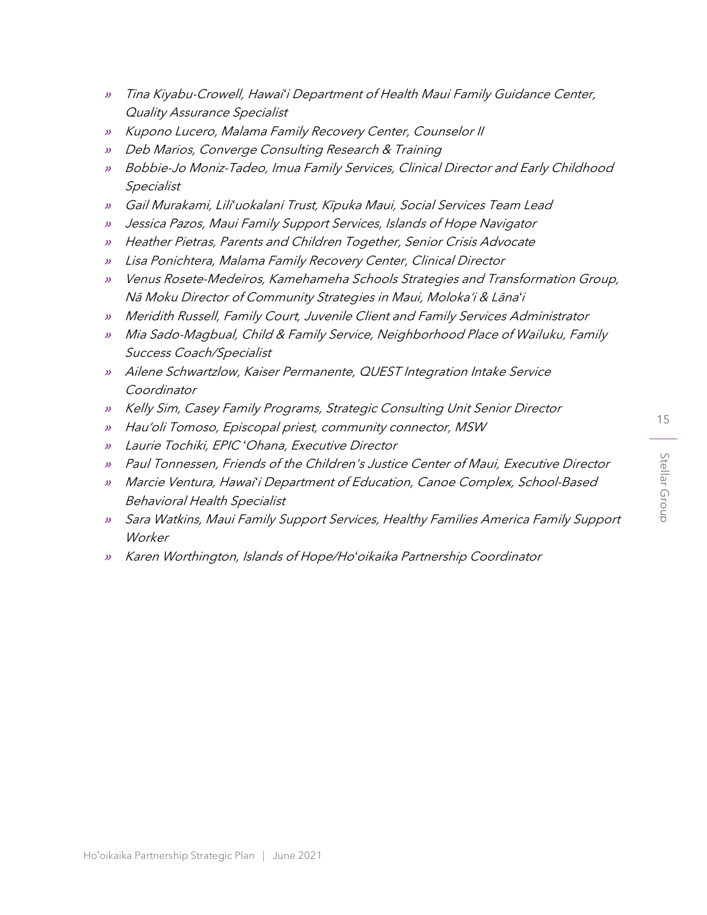- *Tina Kiyabu-Crowell, Hawaiʻi Department of Health Maui Family Guidance Center, Quality Assurance Specialist*
- *Kupono Lucero, Malama Family Recovery Center, Counselor II*
- *Deb Marios, Converge Consulting Research & Training*
- *Bobbie-Jo Moniz-Tadeo, Imua Family Services, Clinical Director and Early Childhood Specialist*
- *Gail Murakami, Liliʻuokalani Trust, Kīpuka Maui, Social Services Team Lead*
- *Jessica Pazos, Maui Family Support Services, Islands of Hope Navigator*
- *Heather Pietras, Parents and Children Together, Senior Crisis Advocate*
- *Lisa Ponichtera, Malama Family Recovery Center, Clinical Director*
- *Venus Rosete-Medeiros, Kamehameha Schools Strategies and Transformation Group, Nā Moku Director of Community Strategies in Maui, Molokaʻi & Lānaʻi*
- *Meridith Russell, Family Court, Juvenile Client and Family Services Administrator*
- *Mia Sado-Magbual, Child & Family Service, Neighborhood Place of Wailuku, Family Success Coach/Specialist*
- *Ailene Schwartzlow, Kaiser Permanente, QUEST Integration Intake Service Coordinator*
- *Kelly Sim, Casey Family Programs, Strategic Consulting Unit Senior Director*
- *Hauʻoli Tomoso, Episcopal priest, community connector, MSW*
- *Laurie Tochiki, EPIC ʻOhana, Executive Director*
- *Paul Tonnessen, Friends of the Children's Justice Center of Maui, Executive Director*
- *Marcie Ventura, Hawaiʻi Department of Education, Canoe Complex, School-Based Behavioral Health Specialist*
- *Sara Watkins, Maui Family Support Services, Healthy Families America Family Support Worker*
- *Karen Worthington, Islands of Hope/Hoʻoikaika Partnership Coordinator*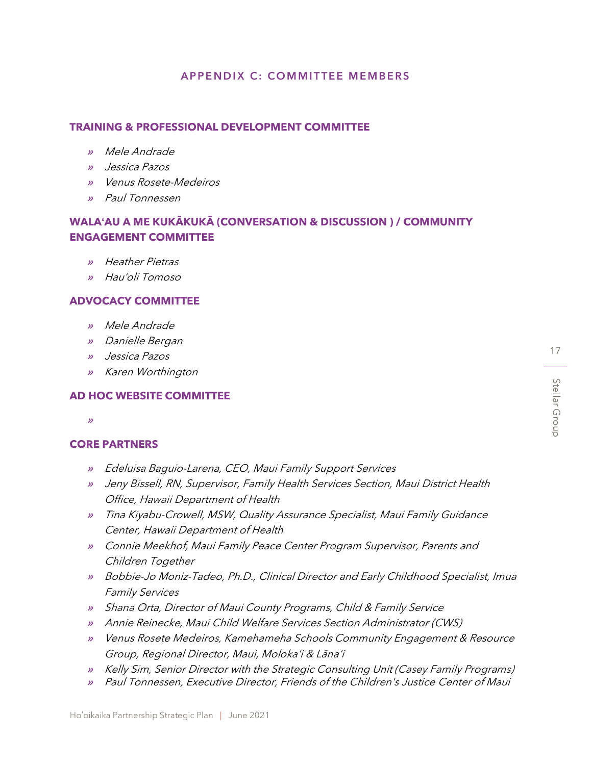# APPENDIX C: COMMITTEE MEMBERS

## TRAINING & PROFESSIONAL DEVELOPMENT COMMITTEE

- *Mele Andrade*
- *Jessica Pazos*
- *Venus Rosete-Medeiros*
- *Paul Tonnessen*

## WALAʻAU A ME KUKĀKUKĀ (CONVERSATION & DISCUSSION ) / COMMUNITY ENGAGEMENT COMMITTEE

- *Heather Pietras*
- *Hauʻoli Tomoso*

## ADVOCACY COMMITTEE

- *Mele Andrade*
- *Danielle Bergan*
- *Jessica Pazos*
- *Karen Worthington*

## AD HOC WEBSITE COMMITTEE

-

## CORE PARTNERS

- *Edeluisa Baguio-Larena, CEO, Maui Family Support Services*
- *Jeny Bissell, RN, Supervisor, Family Health Services Section, Maui District Health Office, Hawaii Department of Health*
- *Tina Kiyabu-Crowell, MSW, Quality Assurance Specialist, Maui Family Guidance Center, Hawaii Department of Health*
- *Connie Meekhof, Maui Family Peace Center Program Supervisor, Parents and Children Together*
- *Bobbie-Jo Moniz-Tadeo, Ph.D., Clinical Director and Early Childhood Specialist, Imua Family Services*
- *Shana Orta, Director of Maui County Programs, Child & Family Service*
- *Annie Reinecke, Maui Child Welfare Services Section Administrator (CWS)*
- *Venus Rosete Medeiros, Kamehameha Schools Community Engagement & Resource Group, Regional Director, Maui, Moloka'i & Lāna'i*
- *Kelly Sim, Senior Director with the Strategic Consulting Unit (Casey Family Programs)*
- *Paul Tonnessen, Executive Director, Friends of the Children's Justice Center of Maui*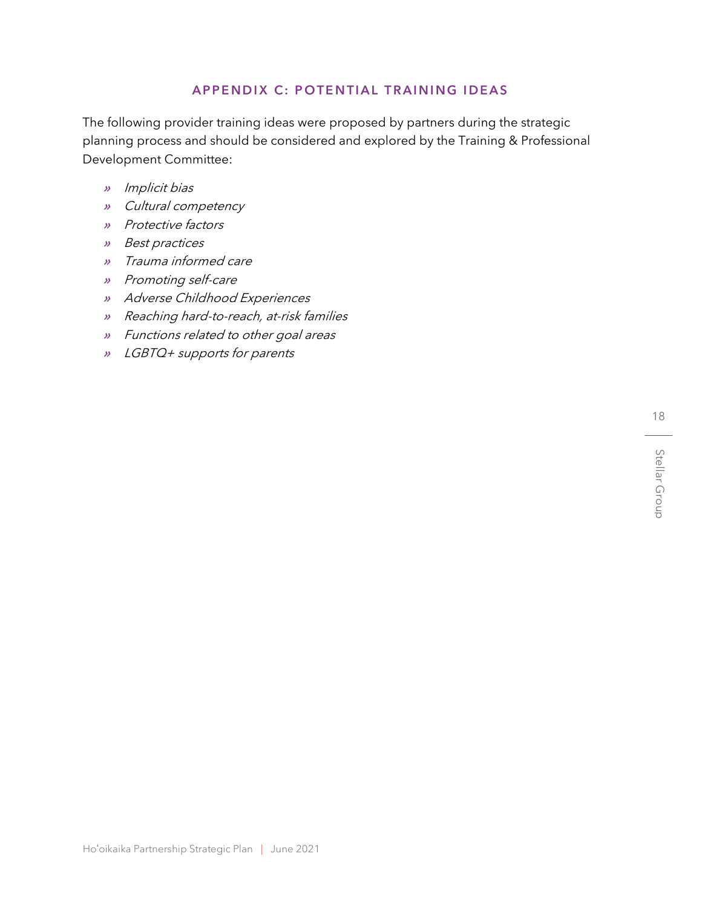## APPENDIX C: POTENTIAL TRAINING IDEAS

The following provider training ideas were proposed by partners during the strategic planning process and should be considered and explored by the Training & Professional Development Committee:

- *Implicit bias*
- *Cultural competency*
- *Protective factors*
- *Best practices*
- *Trauma informed care*
- *Promoting self-care*
- *Adverse Childhood Experiences*
- *Reaching hard-to-reach, at-risk families*
- *Functions related to other goal areas*
- *LGBTQ+ supports for parents*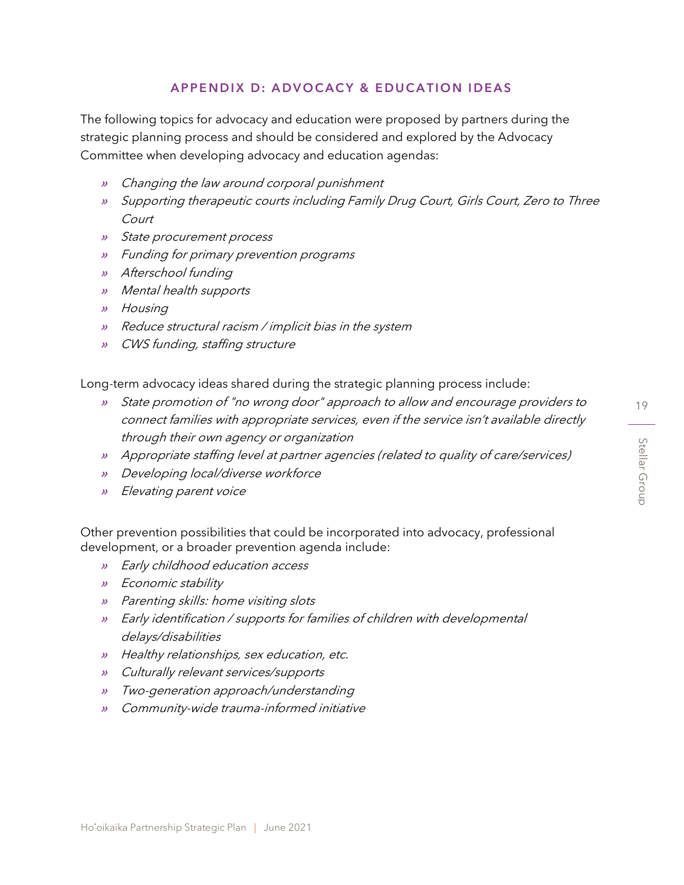## APPENDIX D: ADVOCACY & EDUCATION IDEAS

The following topics for advocacy and education were proposed by partners during the strategic planning process and should be considered and explored by the Advocacy Committee when developing advocacy and education agendas:

- *Changing the law around corporal punishment*
- *Supporting therapeutic courts including Family Drug Court, Girls Court, Zero to Three Court*
- *State procurement process*
- *Funding for primary prevention programs*
- *Afterschool funding*
- *Mental health supports*
- *Housing*
- *Reduce structural racism / implicit bias in the system*
- *CWS funding, staffing structure*

Long-term advocacy ideas shared during the strategic planning process include:

- *State promotion of "no wrong door" approach to allow and encourage providers to connect families with appropriate services, even if the service isn't available directly through their own agency or organization*
- *Appropriate staffing level at partner agencies (related to quality of care/services)*
- *Developing local/diverse workforce*
- *Elevating parent voice*

Other prevention possibilities that could be incorporated into advocacy, professional development, or a broader prevention agenda include:

- *Early childhood education access*
- *Economic stability*
- *Parenting skills: home visiting slots*
- *Early identification / supports for families of children with developmental delays/disabilities*
- *Healthy relationships, sex education, etc.*
- *Culturally relevant services/supports*
- *Two-generation approach/understanding*
- *Community-wide trauma-informed initiative*